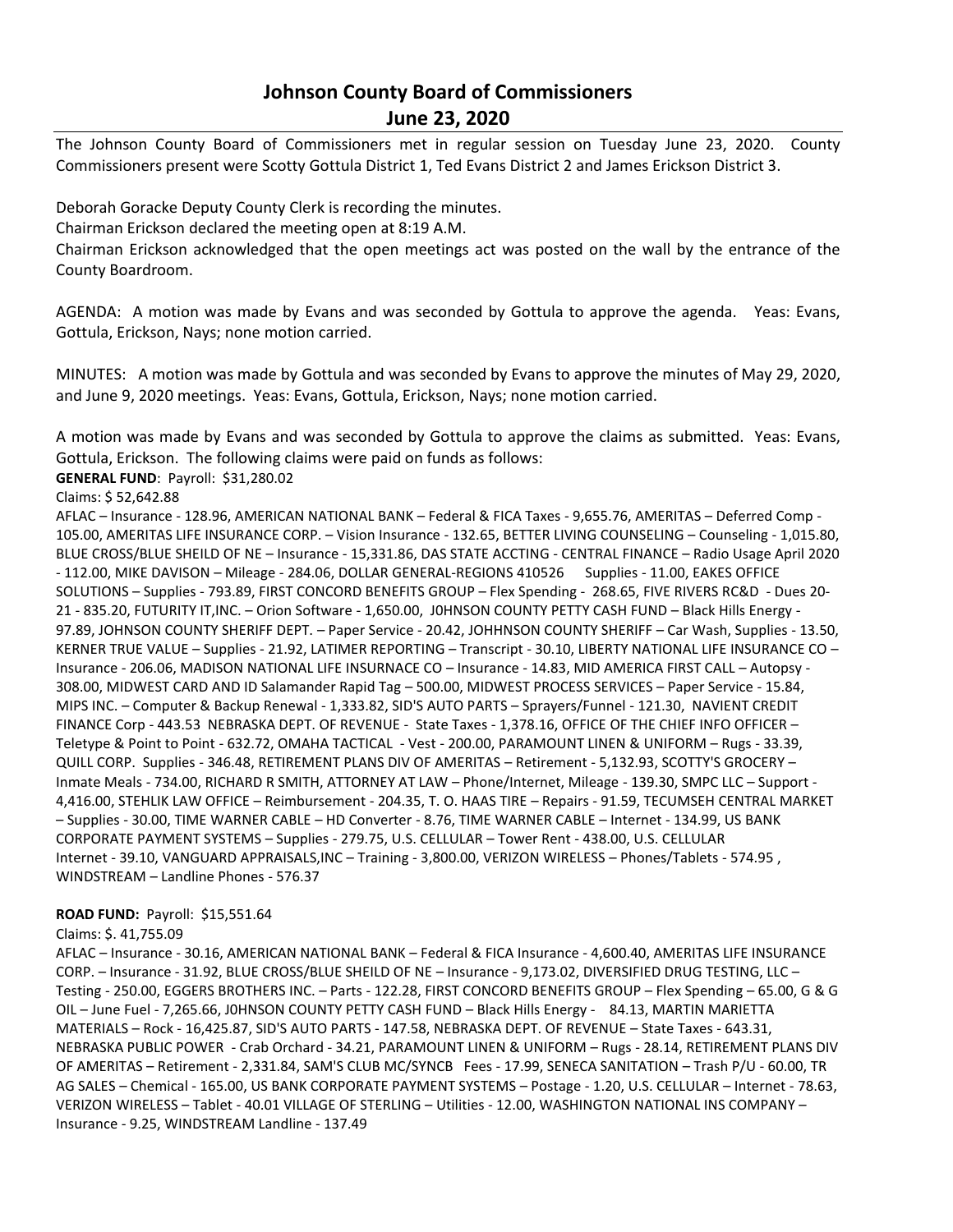# Johnson County Board of Commissioners
## June 23, 2020

The Johnson County Board of Commissioners met in regular session on Tuesday June 23, 2020. County Commissioners present were Scotty Gottula District 1, Ted Evans District 2 and James Erickson District 3.

Deborah Goracke Deputy County Clerk is recording the minutes.
Chairman Erickson declared the meeting open at 8:19 A.M.
Chairman Erickson acknowledged that the open meetings act was posted on the wall by the entrance of the County Boardroom.

AGENDA: A motion was made by Evans and was seconded by Gottula to approve the agenda. Yeas: Evans, Gottula, Erickson, Nays; none motion carried.

MINUTES: A motion was made by Gottula and was seconded by Evans to approve the minutes of May 29, 2020, and June 9, 2020 meetings. Yeas: Evans, Gottula, Erickson, Nays; none motion carried.

A motion was made by Evans and was seconded by Gottula to approve the claims as submitted. Yeas: Evans, Gottula, Erickson. The following claims were paid on funds as follows:
**GENERAL FUND**: Payroll: $31,280.02
Claims: $ 52,642.88
AFLAC – Insurance - 128.96, AMERICAN NATIONAL BANK – Federal & FICA Taxes - 9,655.76, AMERITAS – Deferred Comp - 105.00, AMERITAS LIFE INSURANCE CORP. – Vision Insurance - 132.65, BETTER LIVING COUNSELING – Counseling - 1,015.80, BLUE CROSS/BLUE SHEILD OF NE – Insurance - 15,331.86, DAS STATE ACCTING - CENTRAL FINANCE – Radio Usage April 2020 - 112.00, MIKE DAVISON – Mileage - 284.06, DOLLAR GENERAL-REGIONS 410526 Supplies - 11.00, EAKES OFFICE SOLUTIONS – Supplies - 793.89, FIRST CONCORD BENEFITS GROUP – Flex Spending - 268.65, FIVE RIVERS RC&D - Dues 20-21 - 835.20, FUTURITY IT,INC. – Orion Software - 1,650.00, J0HNSON COUNTY PETTY CASH FUND – Black Hills Energy - 97.89, JOHNSON COUNTY SHERIFF DEPT. – Paper Service - 20.42, JOHHNSON COUNTY SHERIFF – Car Wash, Supplies - 13.50, KERNER TRUE VALUE – Supplies - 21.92, LATIMER REPORTING – Transcript - 30.10, LIBERTY NATIONAL LIFE INSURANCE CO – Insurance - 206.06, MADISON NATIONAL LIFE INSURNACE CO – Insurance - 14.83, MID AMERICA FIRST CALL – Autopsy - 308.00, MIDWEST CARD AND ID Salamander Rapid Tag – 500.00, MIDWEST PROCESS SERVICES – Paper Service - 15.84, MIPS INC. – Computer & Backup Renewal - 1,333.82, SID'S AUTO PARTS – Sprayers/Funnel - 121.30, NAVIENT CREDIT FINANCE Corp - 443.53 NEBRASKA DEPT. OF REVENUE - State Taxes - 1,378.16, OFFICE OF THE CHIEF INFO OFFICER – Teletype & Point to Point - 632.72, OMAHA TACTICAL - Vest - 200.00, PARAMOUNT LINEN & UNIFORM – Rugs - 33.39, QUILL CORP. Supplies - 346.48, RETIREMENT PLANS DIV OF AMERITAS – Retirement - 5,132.93, SCOTTY'S GROCERY – Inmate Meals - 734.00, RICHARD R SMITH, ATTORNEY AT LAW – Phone/Internet, Mileage - 139.30, SMPC LLC – Support - 4,416.00, STEHLIK LAW OFFICE – Reimbursement - 204.35, T. O. HAAS TIRE – Repairs - 91.59, TECUMSEH CENTRAL MARKET – Supplies - 30.00, TIME WARNER CABLE – HD Converter - 8.76, TIME WARNER CABLE – Internet - 134.99, US BANK CORPORATE PAYMENT SYSTEMS – Supplies - 279.75, U.S. CELLULAR – Tower Rent - 438.00, U.S. CELLULAR Internet - 39.10, VANGUARD APPRAISALS,INC – Training - 3,800.00, VERIZON WIRELESS – Phones/Tablets - 574.95 , WINDSTREAM – Landline Phones - 576.37

**ROAD FUND:** Payroll: $15,551.64
Claims: $. 41,755.09
AFLAC – Insurance - 30.16, AMERICAN NATIONAL BANK – Federal & FICA Insurance - 4,600.40, AMERITAS LIFE INSURANCE CORP. – Insurance - 31.92, BLUE CROSS/BLUE SHEILD OF NE – Insurance - 9,173.02, DIVERSIFIED DRUG TESTING, LLC – Testing - 250.00, EGGERS BROTHERS INC. – Parts - 122.28, FIRST CONCORD BENEFITS GROUP – Flex Spending – 65.00, G & G OIL – June Fuel - 7,265.66, J0HNSON COUNTY PETTY CASH FUND – Black Hills Energy - 84.13, MARTIN MARIETTA MATERIALS – Rock - 16,425.87, SID'S AUTO PARTS - 147.58, NEBRASKA DEPT. OF REVENUE – State Taxes - 643.31, NEBRASKA PUBLIC POWER - Crab Orchard - 34.21, PARAMOUNT LINEN & UNIFORM – Rugs - 28.14, RETIREMENT PLANS DIV OF AMERITAS – Retirement - 2,331.84, SAM'S CLUB MC/SYNCB Fees - 17.99, SENECA SANITATION – Trash P/U - 60.00, TR AG SALES – Chemical - 165.00, US BANK CORPORATE PAYMENT SYSTEMS – Postage - 1.20, U.S. CELLULAR – Internet - 78.63, VERIZON WIRELESS – Tablet - 40.01 VILLAGE OF STERLING – Utilities - 12.00, WASHINGTON NATIONAL INS COMPANY – Insurance - 9.25, WINDSTREAM Landline - 137.49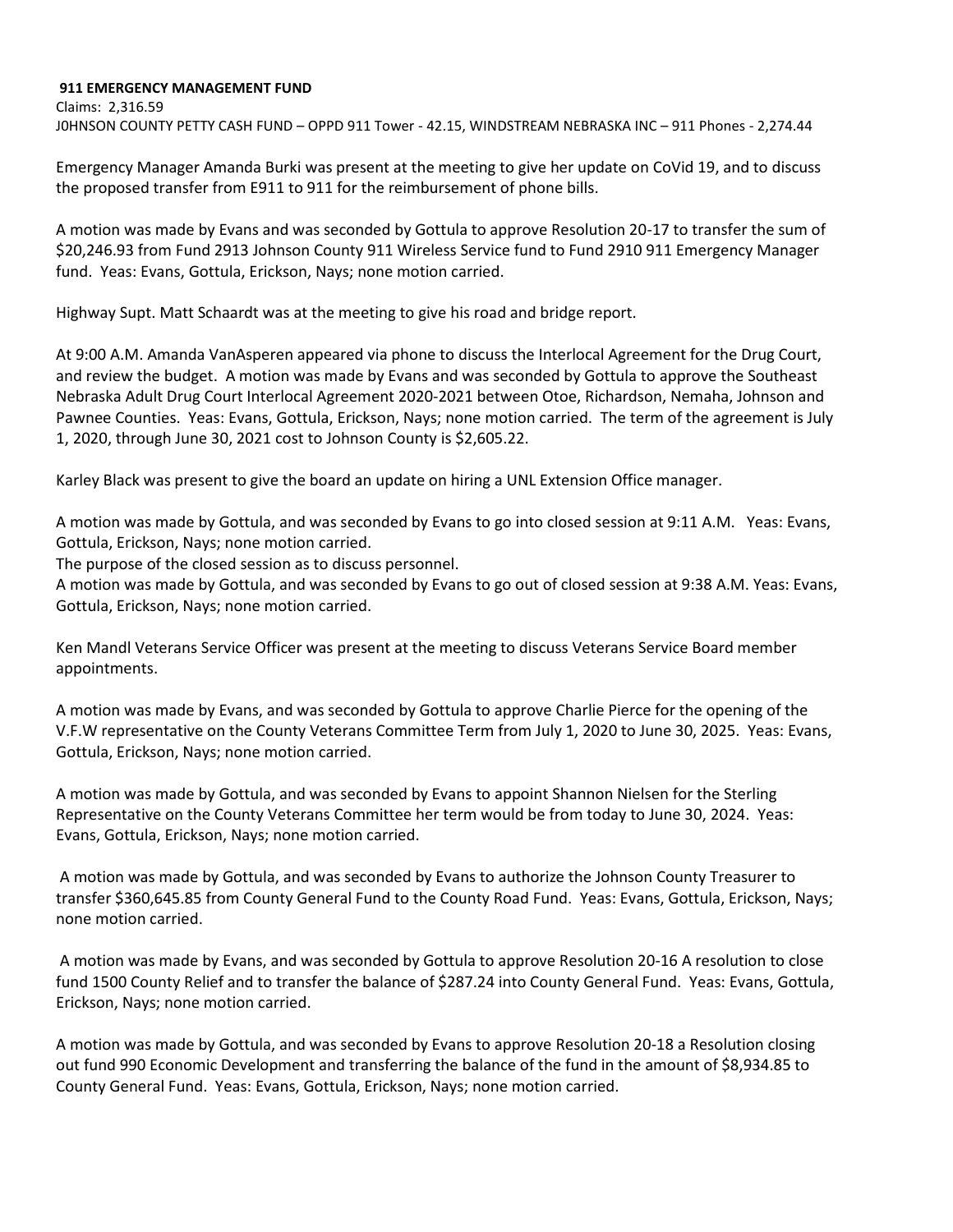**911 EMERGENCY MANAGEMENT FUND**

Claims: 2,316.59

J0HNSON COUNTY PETTY CASH FUND – OPPD 911 Tower - 42.15, WINDSTREAM NEBRASKA INC – 911 Phones - 2,274.44

Emergency Manager Amanda Burki was present at the meeting to give her update on CoVid 19, and to discuss the proposed transfer from E911 to 911 for the reimbursement of phone bills.

A motion was made by Evans and was seconded by Gottula to approve Resolution 20-17 to transfer the sum of $20,246.93 from Fund 2913 Johnson County 911 Wireless Service fund to Fund 2910 911 Emergency Manager fund. Yeas: Evans, Gottula, Erickson, Nays; none motion carried.

Highway Supt. Matt Schaardt was at the meeting to give his road and bridge report.

At 9:00 A.M. Amanda VanAsperen appeared via phone to discuss the Interlocal Agreement for the Drug Court, and review the budget. A motion was made by Evans and was seconded by Gottula to approve the Southeast Nebraska Adult Drug Court Interlocal Agreement 2020-2021 between Otoe, Richardson, Nemaha, Johnson and Pawnee Counties. Yeas: Evans, Gottula, Erickson, Nays; none motion carried. The term of the agreement is July 1, 2020, through June 30, 2021 cost to Johnson County is $2,605.22.

Karley Black was present to give the board an update on hiring a UNL Extension Office manager.

A motion was made by Gottula, and was seconded by Evans to go into closed session at 9:11 A.M. Yeas: Evans, Gottula, Erickson, Nays; none motion carried.

The purpose of the closed session as to discuss personnel.

A motion was made by Gottula, and was seconded by Evans to go out of closed session at 9:38 A.M. Yeas: Evans, Gottula, Erickson, Nays; none motion carried.

Ken Mandl Veterans Service Officer was present at the meeting to discuss Veterans Service Board member appointments.

A motion was made by Evans, and was seconded by Gottula to approve Charlie Pierce for the opening of the V.F.W representative on the County Veterans Committee Term from July 1, 2020 to June 30, 2025. Yeas: Evans, Gottula, Erickson, Nays; none motion carried.

A motion was made by Gottula, and was seconded by Evans to appoint Shannon Nielsen for the Sterling Representative on the County Veterans Committee her term would be from today to June 30, 2024. Yeas: Evans, Gottula, Erickson, Nays; none motion carried.

A motion was made by Gottula, and was seconded by Evans to authorize the Johnson County Treasurer to transfer $360,645.85 from County General Fund to the County Road Fund. Yeas: Evans, Gottula, Erickson, Nays; none motion carried.

A motion was made by Evans, and was seconded by Gottula to approve Resolution 20-16 A resolution to close fund 1500 County Relief and to transfer the balance of $287.24 into County General Fund. Yeas: Evans, Gottula, Erickson, Nays; none motion carried.

A motion was made by Gottula, and was seconded by Evans to approve Resolution 20-18 a Resolution closing out fund 990 Economic Development and transferring the balance of the fund in the amount of $8,934.85 to County General Fund. Yeas: Evans, Gottula, Erickson, Nays; none motion carried.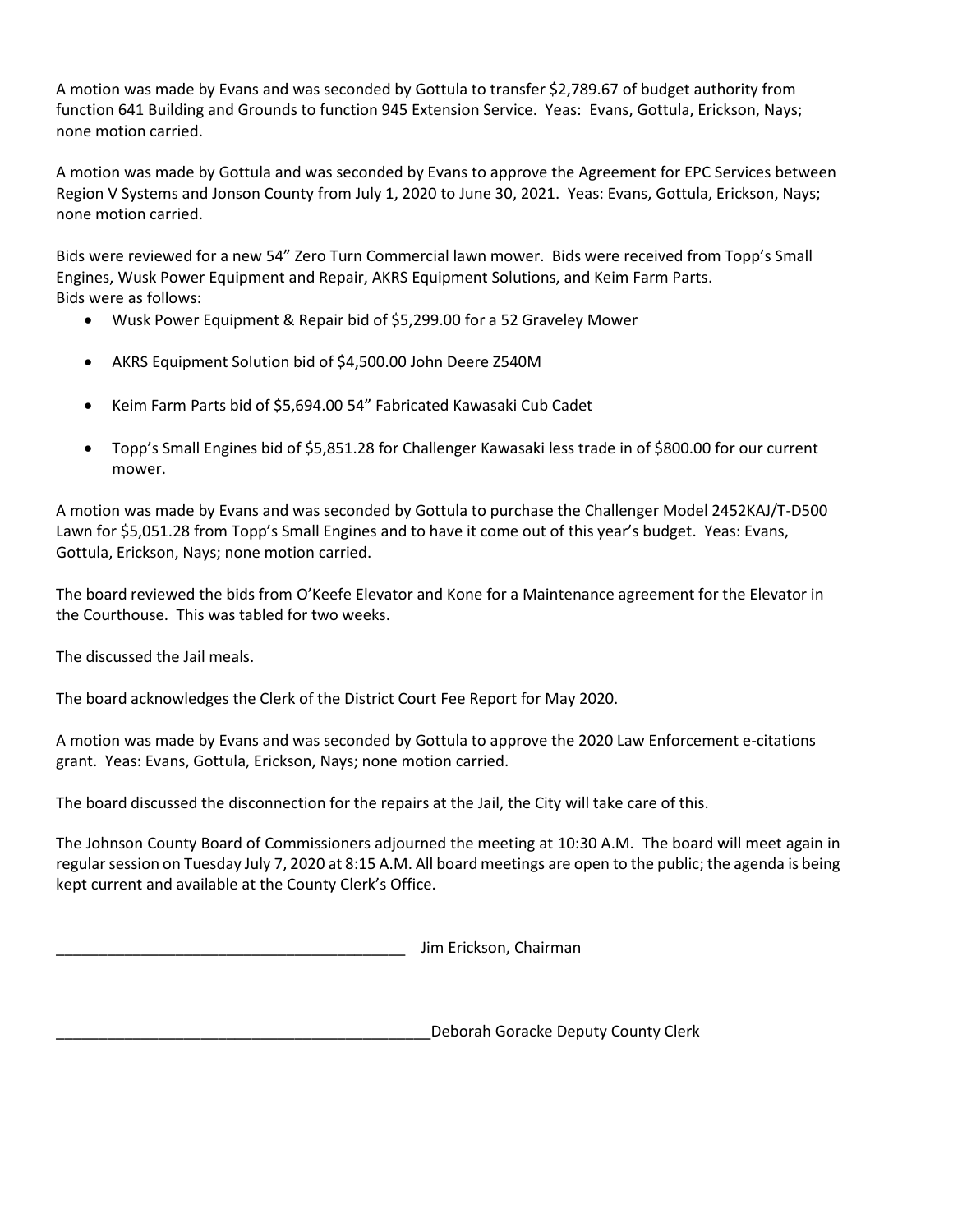A motion was made by Evans and was seconded by Gottula to transfer $2,789.67 of budget authority from function 641 Building and Grounds to function 945 Extension Service. Yeas: Evans, Gottula, Erickson, Nays; none motion carried.

A motion was made by Gottula and was seconded by Evans to approve the Agreement for EPC Services between Region V Systems and Jonson County from July 1, 2020 to June 30, 2021. Yeas: Evans, Gottula, Erickson, Nays; none motion carried.

Bids were reviewed for a new 54" Zero Turn Commercial lawn mower. Bids were received from Topp's Small Engines, Wusk Power Equipment and Repair, AKRS Equipment Solutions, and Keim Farm Parts. Bids were as follows:

- Wusk Power Equipment & Repair bid of $5,299.00 for a 52 Graveley Mower
- AKRS Equipment Solution bid of $4,500.00 John Deere Z540M
- Keim Farm Parts bid of $5,694.00 54" Fabricated Kawasaki Cub Cadet
- Topp's Small Engines bid of $5,851.28 for Challenger Kawasaki less trade in of $800.00 for our current mower.

A motion was made by Evans and was seconded by Gottula to purchase the Challenger Model 2452KAJ/T-D500 Lawn for $5,051.28 from Topp's Small Engines and to have it come out of this year's budget. Yeas: Evans, Gottula, Erickson, Nays; none motion carried.

The board reviewed the bids from O'Keefe Elevator and Kone for a Maintenance agreement for the Elevator in the Courthouse. This was tabled for two weeks.

The discussed the Jail meals.

The board acknowledges the Clerk of the District Court Fee Report for May 2020.

A motion was made by Evans and was seconded by Gottula to approve the 2020 Law Enforcement e-citations grant. Yeas: Evans, Gottula, Erickson, Nays; none motion carried.

The board discussed the disconnection for the repairs at the Jail, the City will take care of this.

The Johnson County Board of Commissioners adjourned the meeting at 10:30 A.M. The board will meet again in regular session on Tuesday July 7, 2020 at 8:15 A.M. All board meetings are open to the public; the agenda is being kept current and available at the County Clerk's Office.

_________________________________________ Jim Erickson, Chairman

_____________________________________________Deborah Goracke Deputy County Clerk